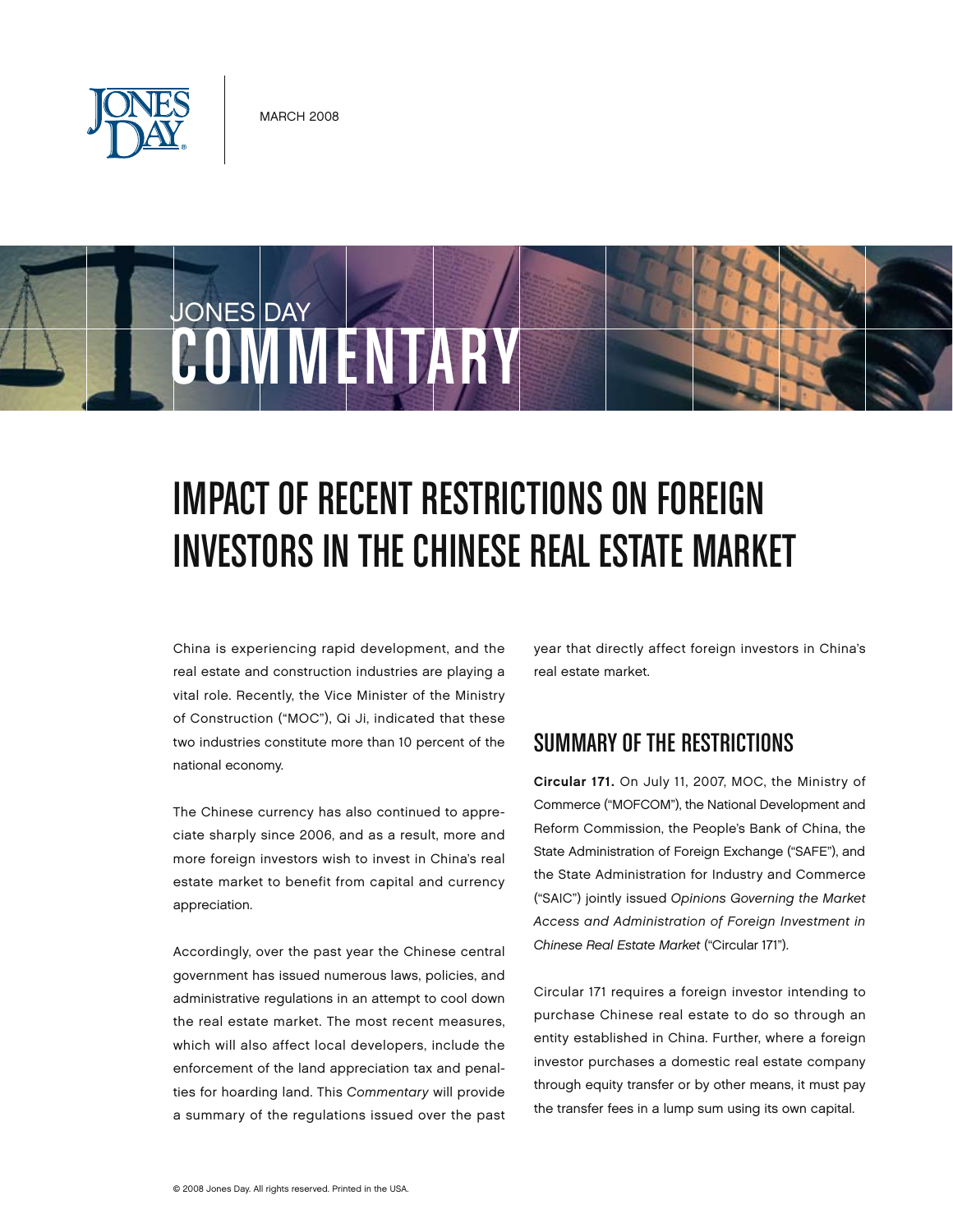MARCH 2008

JONES DAY

COMMENTARY

# IMPACT OF RECENT RESTRICTIONS ON FOREIGN INVESTORS IN THE CHINESE REAL ESTATE MARKET

China is experiencing rapid development, and the real estate and construction industries are playing a vital role. Recently, the Vice Minister of the Ministry of Construction ("MOC"), Qi Ji, indicated that these two industries constitute more than 10 percent of the national economy.

The Chinese currency has also continued to appreciate sharply since 2006, and as a result, more and more foreign investors wish to invest in China's real estate market to benefit from capital and currency appreciation.

Accordingly, over the past year the Chinese central government has issued numerous laws, policies, and administrative regulations in an attempt to cool down the real estate market. The most recent measures, which will also affect local developers, include the enforcement of the land appreciation tax and penalties for hoarding land. This *Commentary* will provide a summary of the regulations issued over the past year that directly affect foreign investors in China's real estate market.

## SUMMARY OF THE RESTRICTIONS

**Circular 171.** On July 11, 2007, MOC, the Ministry of Commerce ("MOFCOM"), the National Development and Reform Commission, the People's Bank of China, the State Administration of Foreign Exchange ("SAFE"), and the State Administration for Industry and Commerce ("SAIC") jointly issued *Opinions Governing the Market Access and Administration of Foreign Investment in Chinese Real Estate Market* ("Circular 171").

Circular 171 requires a foreign investor intending to purchase Chinese real estate to do so through an entity established in China. Further, where a foreign investor purchases a domestic real estate company through equity transfer or by other means, it must pay the transfer fees in a lump sum using its own capital.

© 2008 Jones Day. All rights reserved. Printed in the USA.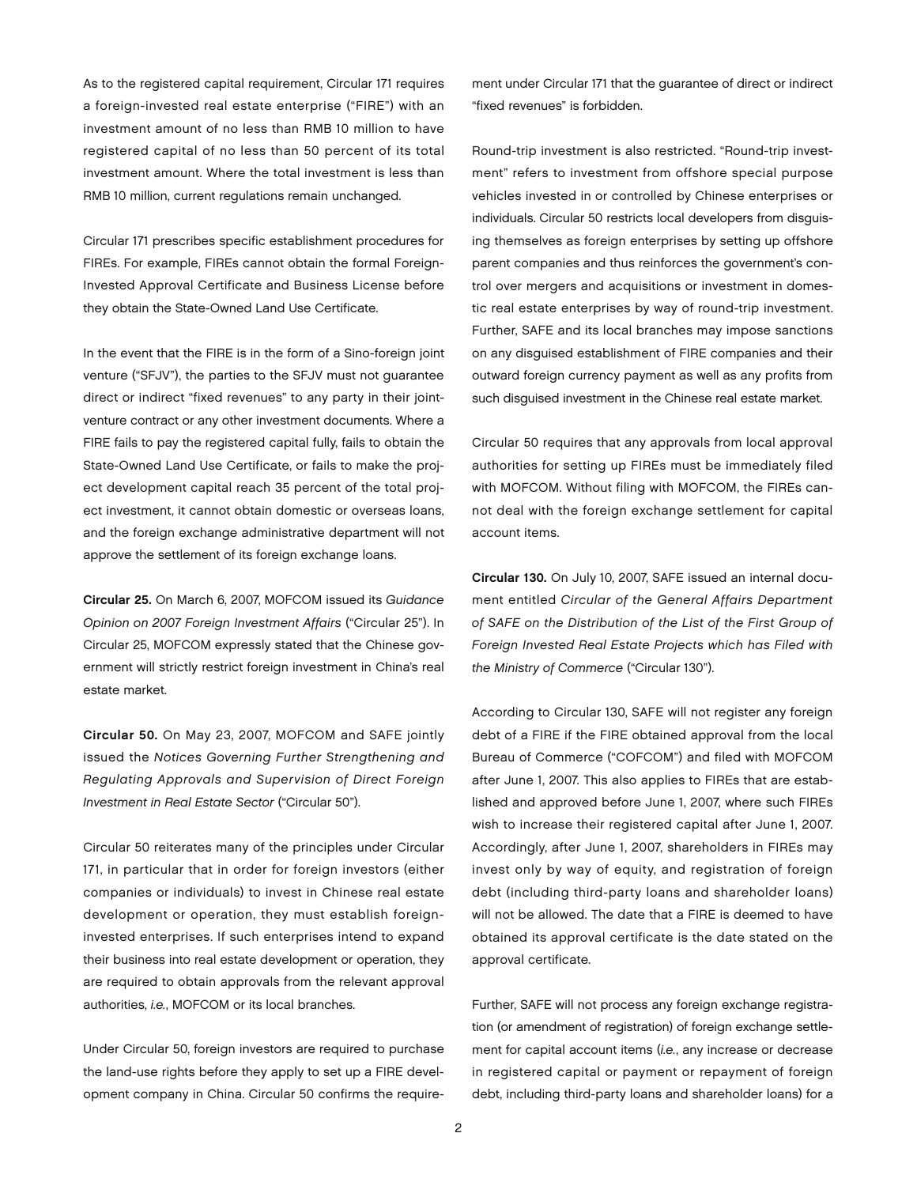As to the registered capital requirement, Circular 171 requires a foreign-invested real estate enterprise ("FIRE") with an investment amount of no less than RMB 10 million to have registered capital of no less than 50 percent of its total investment amount. Where the total investment is less than RMB 10 million, current regulations remain unchanged.

Circular 171 prescribes specific establishment procedures for FIREs. For example, FIREs cannot obtain the formal Foreign-Invested Approval Certificate and Business License before they obtain the State-Owned Land Use Certificate.

In the event that the FIRE is in the form of a Sino-foreign joint venture ("SFJV"), the parties to the SFJV must not guarantee direct or indirect "fixed revenues" to any party in their joint-venture contract or any other investment documents. Where a FIRE fails to pay the registered capital fully, fails to obtain the State-Owned Land Use Certificate, or fails to make the project development capital reach 35 percent of the total project investment, it cannot obtain domestic or overseas loans, and the foreign exchange administrative department will not approve the settlement of its foreign exchange loans.

**Circular 25.** On March 6, 2007, MOFCOM issued its *Guidance Opinion on 2007 Foreign Investment Affairs* ("Circular 25"). In Circular 25, MOFCOM expressly stated that the Chinese government will strictly restrict foreign investment in China's real estate market.

**Circular 50.** On May 23, 2007, MOFCOM and SAFE jointly issued the *Notices Governing Further Strengthening and Regulating Approvals and Supervision of Direct Foreign Investment in Real Estate Sector* ("Circular 50").

Circular 50 reiterates many of the principles under Circular 171, in particular that in order for foreign investors (either companies or individuals) to invest in Chinese real estate development or operation, they must establish foreign-invested enterprises. If such enterprises intend to expand their business into real estate development or operation, they are required to obtain approvals from the relevant approval authorities, *i.e.*, MOFCOM or its local branches.

Under Circular 50, foreign investors are required to purchase the land-use rights before they apply to set up a FIRE development company in China. Circular 50 confirms the requirement under Circular 171 that the guarantee of direct or indirect "fixed revenues" is forbidden.

Round-trip investment is also restricted. "Round-trip investment" refers to investment from offshore special purpose vehicles invested in or controlled by Chinese enterprises or individuals. Circular 50 restricts local developers from disguising themselves as foreign enterprises by setting up offshore parent companies and thus reinforces the government's control over mergers and acquisitions or investment in domestic real estate enterprises by way of round-trip investment. Further, SAFE and its local branches may impose sanctions on any disguised establishment of FIRE companies and their outward foreign currency payment as well as any profits from such disguised investment in the Chinese real estate market.

Circular 50 requires that any approvals from local approval authorities for setting up FIREs must be immediately filed with MOFCOM. Without filing with MOFCOM, the FIREs cannot deal with the foreign exchange settlement for capital account items.

**Circular 130.** On July 10, 2007, SAFE issued an internal document entitled *Circular of the General Affairs Department of SAFE on the Distribution of the List of the First Group of Foreign Invested Real Estate Projects which has Filed with the Ministry of Commerce* ("Circular 130").

According to Circular 130, SAFE will not register any foreign debt of a FIRE if the FIRE obtained approval from the local Bureau of Commerce ("COFCOM") and filed with MOFCOM after June 1, 2007. This also applies to FIREs that are established and approved before June 1, 2007, where such FIREs wish to increase their registered capital after June 1, 2007. Accordingly, after June 1, 2007, shareholders in FIREs may invest only by way of equity, and registration of foreign debt (including third-party loans and shareholder loans) will not be allowed. The date that a FIRE is deemed to have obtained its approval certificate is the date stated on the approval certificate.

Further, SAFE will not process any foreign exchange registration (or amendment of registration) of foreign exchange settlement for capital account items (*i.e.*, any increase or decrease in registered capital or payment or repayment of foreign debt, including third-party loans and shareholder loans) for a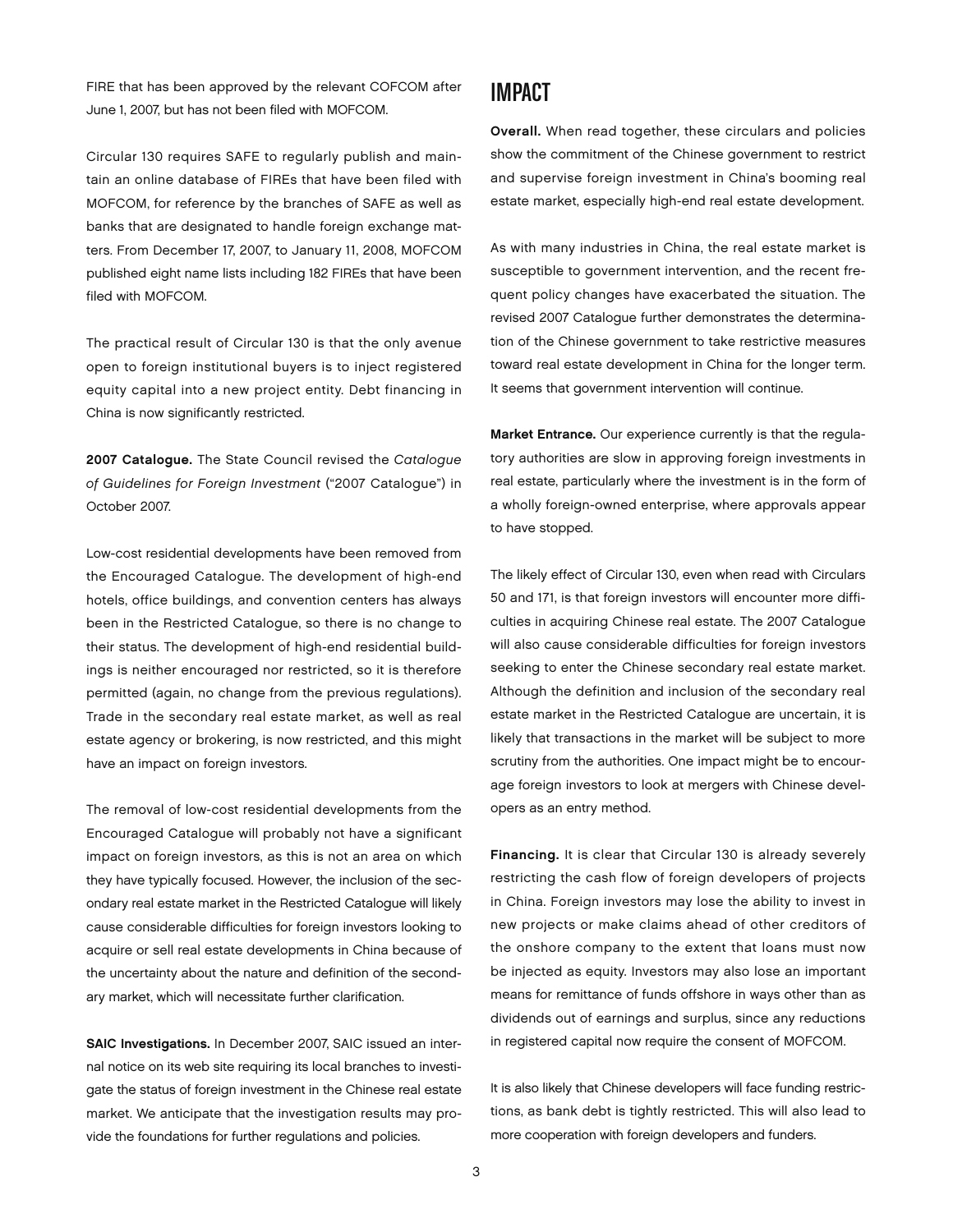FIRE that has been approved by the relevant COFCOM after June 1, 2007, but has not been filed with MOFCOM.

Circular 130 requires SAFE to regularly publish and maintain an online database of FIREs that have been filed with MOFCOM, for reference by the branches of SAFE as well as banks that are designated to handle foreign exchange matters. From December 17, 2007, to January 11, 2008, MOFCOM published eight name lists including 182 FIREs that have been filed with MOFCOM.

The practical result of Circular 130 is that the only avenue open to foreign institutional buyers is to inject registered equity capital into a new project entity. Debt financing in China is now significantly restricted.

**2007 Catalogue.** The State Council revised the *Catalogue of Guidelines for Foreign Investment* ("2007 Catalogue") in October 2007.

Low-cost residential developments have been removed from the Encouraged Catalogue. The development of high-end hotels, office buildings, and convention centers has always been in the Restricted Catalogue, so there is no change to their status. The development of high-end residential buildings is neither encouraged nor restricted, so it is therefore permitted (again, no change from the previous regulations). Trade in the secondary real estate market, as well as real estate agency or brokering, is now restricted, and this might have an impact on foreign investors.

The removal of low-cost residential developments from the Encouraged Catalogue will probably not have a significant impact on foreign investors, as this is not an area on which they have typically focused. However, the inclusion of the secondary real estate market in the Restricted Catalogue will likely cause considerable difficulties for foreign investors looking to acquire or sell real estate developments in China because of the uncertainty about the nature and definition of the secondary market, which will necessitate further clarification.

**SAIC Investigations.** In December 2007, SAIC issued an internal notice on its web site requiring its local branches to investigate the status of foreign investment in the Chinese real estate market. We anticipate that the investigation results may provide the foundations for further regulations and policies.

## IMPACT

**Overall.** When read together, these circulars and policies show the commitment of the Chinese government to restrict and supervise foreign investment in China's booming real estate market, especially high-end real estate development.

As with many industries in China, the real estate market is susceptible to government intervention, and the recent frequent policy changes have exacerbated the situation. The revised 2007 Catalogue further demonstrates the determination of the Chinese government to take restrictive measures toward real estate development in China for the longer term. It seems that government intervention will continue.

**Market Entrance.** Our experience currently is that the regulatory authorities are slow in approving foreign investments in real estate, particularly where the investment is in the form of a wholly foreign-owned enterprise, where approvals appear to have stopped.

The likely effect of Circular 130, even when read with Circulars 50 and 171, is that foreign investors will encounter more difficulties in acquiring Chinese real estate. The 2007 Catalogue will also cause considerable difficulties for foreign investors seeking to enter the Chinese secondary real estate market. Although the definition and inclusion of the secondary real estate market in the Restricted Catalogue are uncertain, it is likely that transactions in the market will be subject to more scrutiny from the authorities. One impact might be to encourage foreign investors to look at mergers with Chinese developers as an entry method.

**Financing.** It is clear that Circular 130 is already severely restricting the cash flow of foreign developers of projects in China. Foreign investors may lose the ability to invest in new projects or make claims ahead of other creditors of the onshore company to the extent that loans must now be injected as equity. Investors may also lose an important means for remittance of funds offshore in ways other than as dividends out of earnings and surplus, since any reductions in registered capital now require the consent of MOFCOM.

It is also likely that Chinese developers will face funding restrictions, as bank debt is tightly restricted. This will also lead to more cooperation with foreign developers and funders.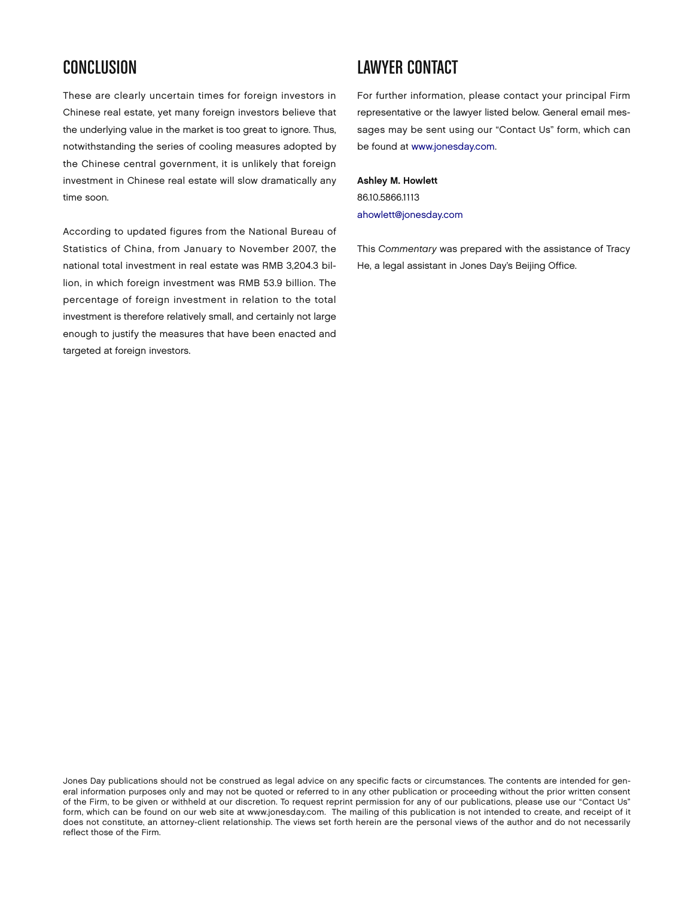## CONCLUSION

These are clearly uncertain times for foreign investors in Chinese real estate, yet many foreign investors believe that the underlying value in the market is too great to ignore. Thus, notwithstanding the series of cooling measures adopted by the Chinese central government, it is unlikely that foreign investment in Chinese real estate will slow dramatically any time soon.

According to updated figures from the National Bureau of Statistics of China, from January to November 2007, the national total investment in real estate was RMB 3,204.3 billion, in which foreign investment was RMB 53.9 billion. The percentage of foreign investment in relation to the total investment is therefore relatively small, and certainly not large enough to justify the measures that have been enacted and targeted at foreign investors.

## LAWYER CONTACT

For further information, please contact your principal Firm representative or the lawyer listed below. General email messages may be sent using our "Contact Us" form, which can be found at www.jonesday.com.

**Ashley M. Howlett**
86.10.5866.1113
ahowlett@jonesday.com

This *Commentary* was prepared with the assistance of Tracy He, a legal assistant in Jones Day's Beijing Office.

Jones Day publications should not be construed as legal advice on any specific facts or circumstances. The contents are intended for general information purposes only and may not be quoted or referred to in any other publication or proceeding without the prior written consent of the Firm, to be given or withheld at our discretion. To request reprint permission for any of our publications, please use our "Contact Us" form, which can be found on our web site at www.jonesday.com. The mailing of this publication is not intended to create, and receipt of it does not constitute, an attorney-client relationship. The views set forth herein are the personal views of the author and do not necessarily reflect those of the Firm.